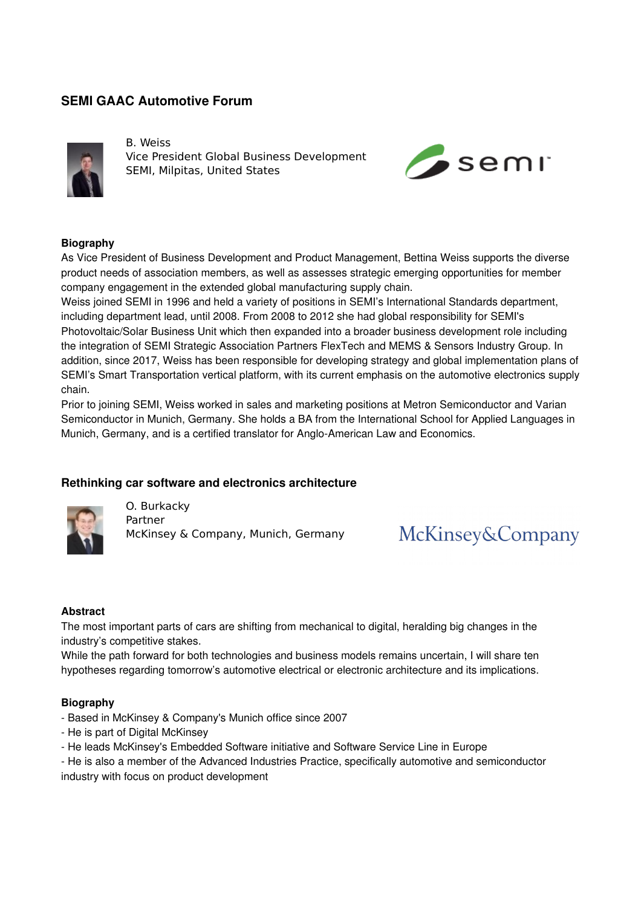## SEMI GAAC Automotive Forum

B. Weiss
Vice President Global Business Development
SEMI, Milpitas, United States

### Biography

As Vice President of Business Development and Product Management, Bettina Weiss supports the diverse product needs of association members, as well as assesses strategic emerging opportunities for member company engagement in the extended global manufacturing supply chain.
Weiss joined SEMI in 1996 and held a variety of positions in SEMI's International Standards department, including department lead, until 2008. From 2008 to 2012 she had global responsibility for SEMI's Photovoltaic/Solar Business Unit which then expanded into a broader business development role including the integration of SEMI Strategic Association Partners FlexTech and MEMS & Sensors Industry Group. In addition, since 2017, Weiss has been responsible for developing strategy and global implementation plans of SEMI's Smart Transportation vertical platform, with its current emphasis on the automotive electronics supply chain.
Prior to joining SEMI, Weiss worked in sales and marketing positions at Metron Semiconductor and Varian Semiconductor in Munich, Germany. She holds a BA from the International School for Applied Languages in Munich, Germany, and is a certified translator for Anglo-American Law and Economics.

## Rethinking car software and electronics architecture

O. Burkacky
Partner
McKinsey & Company, Munich, Germany

### Abstract

The most important parts of cars are shifting from mechanical to digital, heralding big changes in the industry's competitive stakes.
While the path forward for both technologies and business models remains uncertain, I will share ten hypotheses regarding tomorrow's automotive electrical or electronic architecture and its implications.

### Biography

- Based in McKinsey & Company's Munich office since 2007
- He is part of Digital McKinsey
- He leads McKinsey's Embedded Software initiative and Software Service Line in Europe
- He is also a member of the Advanced Industries Practice, specifically automotive and semiconductor industry with focus on product development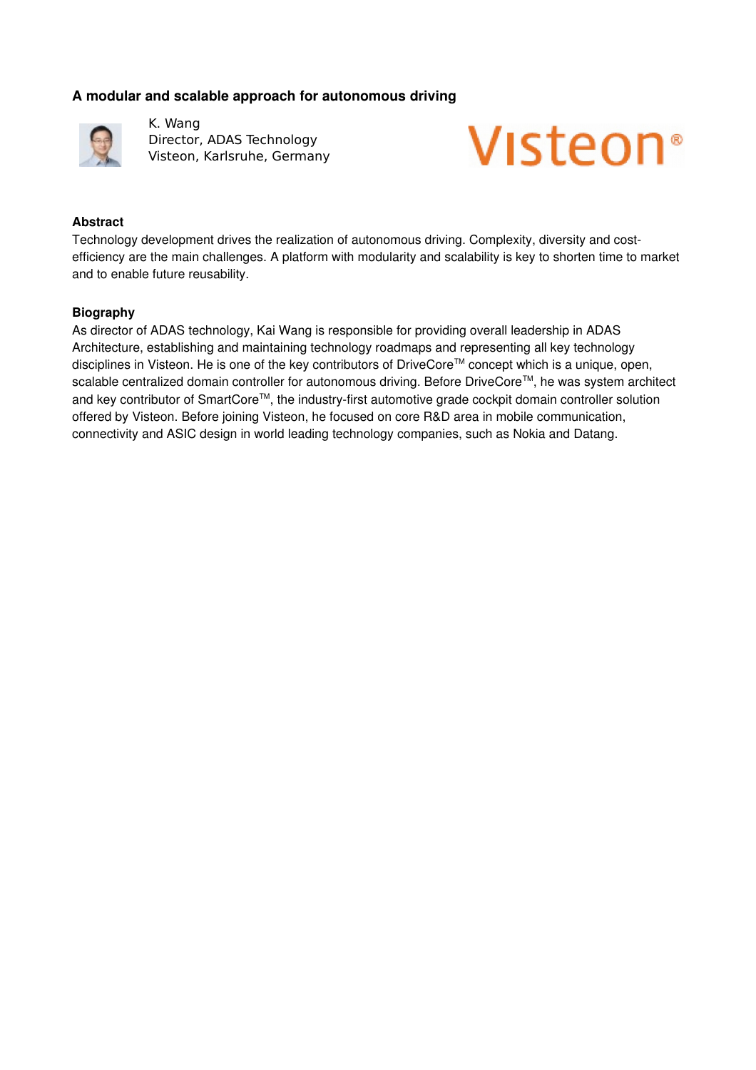## A modular and scalable approach for autonomous driving

K. Wang
Director, ADAS Technology
Visteon, Karlsruhe, Germany

### Abstract

Technology development drives the realization of autonomous driving. Complexity, diversity and cost-efficiency are the main challenges. A platform with modularity and scalability is key to shorten time to market and to enable future reusability.

### Biography

As director of ADAS technology, Kai Wang is responsible for providing overall leadership in ADAS Architecture, establishing and maintaining technology roadmaps and representing all key technology disciplines in Visteon. He is one of the key contributors of DriveCore™ concept which is a unique, open, scalable centralized domain controller for autonomous driving. Before DriveCore™, he was system architect and key contributor of SmartCore™, the industry-first automotive grade cockpit domain controller solution offered by Visteon. Before joining Visteon, he focused on core R&D area in mobile communication, connectivity and ASIC design in world leading technology companies, such as Nokia and Datang.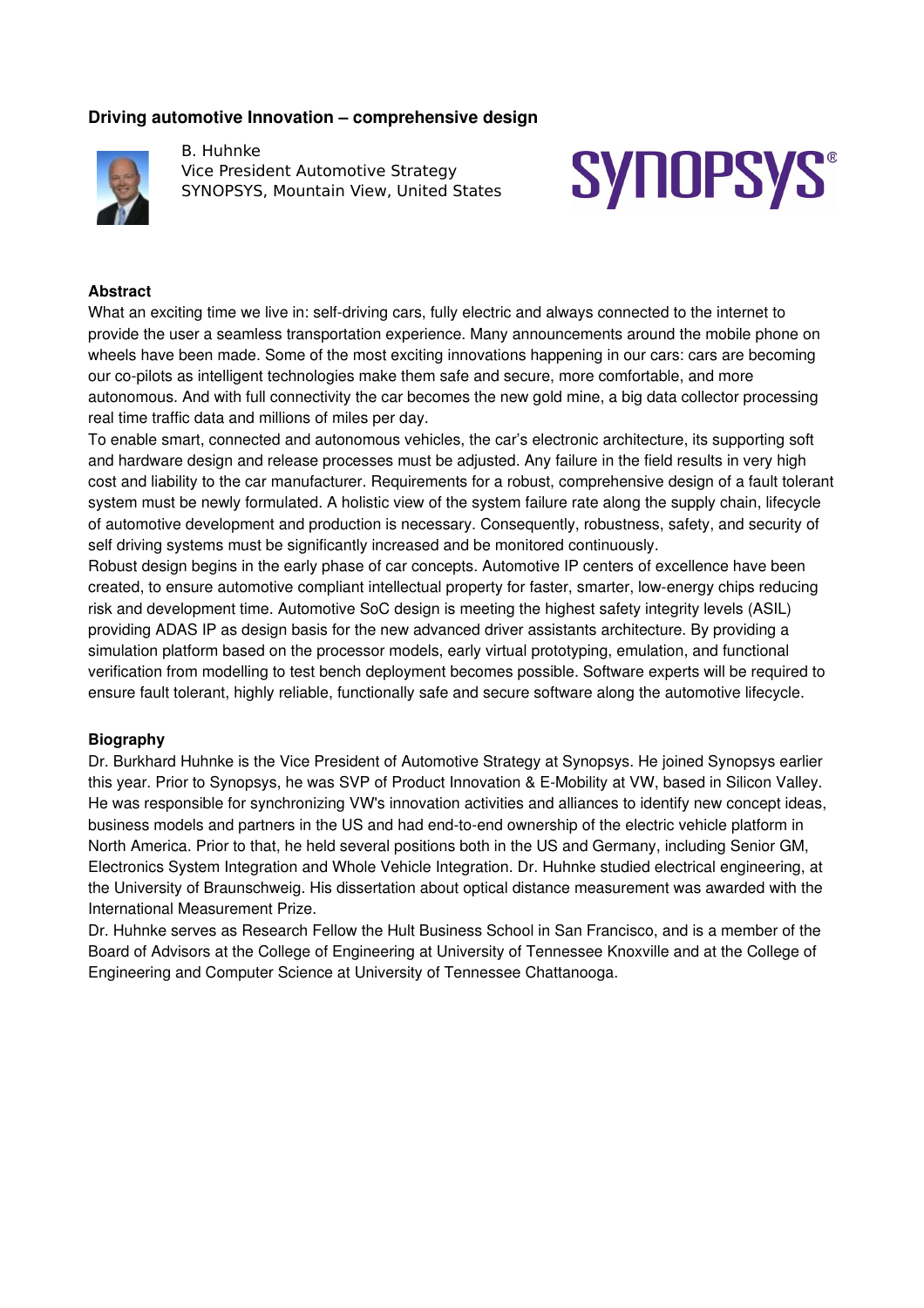## Driving automotive Innovation – comprehensive design

B. Huhnke
Vice President Automotive Strategy
SYNOPSYS, Mountain View, United States

### Abstract

What an exciting time we live in: self-driving cars, fully electric and always connected to the internet to provide the user a seamless transportation experience. Many announcements around the mobile phone on wheels have been made. Some of the most exciting innovations happening in our cars: cars are becoming our co-pilots as intelligent technologies make them safe and secure, more comfortable, and more autonomous. And with full connectivity the car becomes the new gold mine, a big data collector processing real time traffic data and millions of miles per day.

To enable smart, connected and autonomous vehicles, the car's electronic architecture, its supporting soft and hardware design and release processes must be adjusted. Any failure in the field results in very high cost and liability to the car manufacturer. Requirements for a robust, comprehensive design of a fault tolerant system must be newly formulated. A holistic view of the system failure rate along the supply chain, lifecycle of automotive development and production is necessary. Consequently, robustness, safety, and security of self driving systems must be significantly increased and be monitored continuously.

Robust design begins in the early phase of car concepts. Automotive IP centers of excellence have been created, to ensure automotive compliant intellectual property for faster, smarter, low-energy chips reducing risk and development time. Automotive SoC design is meeting the highest safety integrity levels (ASIL) providing ADAS IP as design basis for the new advanced driver assistants architecture. By providing a simulation platform based on the processor models, early virtual prototyping, emulation, and functional verification from modelling to test bench deployment becomes possible. Software experts will be required to ensure fault tolerant, highly reliable, functionally safe and secure software along the automotive lifecycle.

### Biography

Dr. Burkhard Huhnke is the Vice President of Automotive Strategy at Synopsys. He joined Synopsys earlier this year. Prior to Synopsys, he was SVP of Product Innovation & E-Mobility at VW, based in Silicon Valley. He was responsible for synchronizing VW's innovation activities and alliances to identify new concept ideas, business models and partners in the US and had end-to-end ownership of the electric vehicle platform in North America. Prior to that, he held several positions both in the US and Germany, including Senior GM, Electronics System Integration and Whole Vehicle Integration. Dr. Huhnke studied electrical engineering, at the University of Braunschweig. His dissertation about optical distance measurement was awarded with the International Measurement Prize.

Dr. Huhnke serves as Research Fellow the Hult Business School in San Francisco, and is a member of the Board of Advisors at the College of Engineering at University of Tennessee Knoxville and at the College of Engineering and Computer Science at University of Tennessee Chattanooga.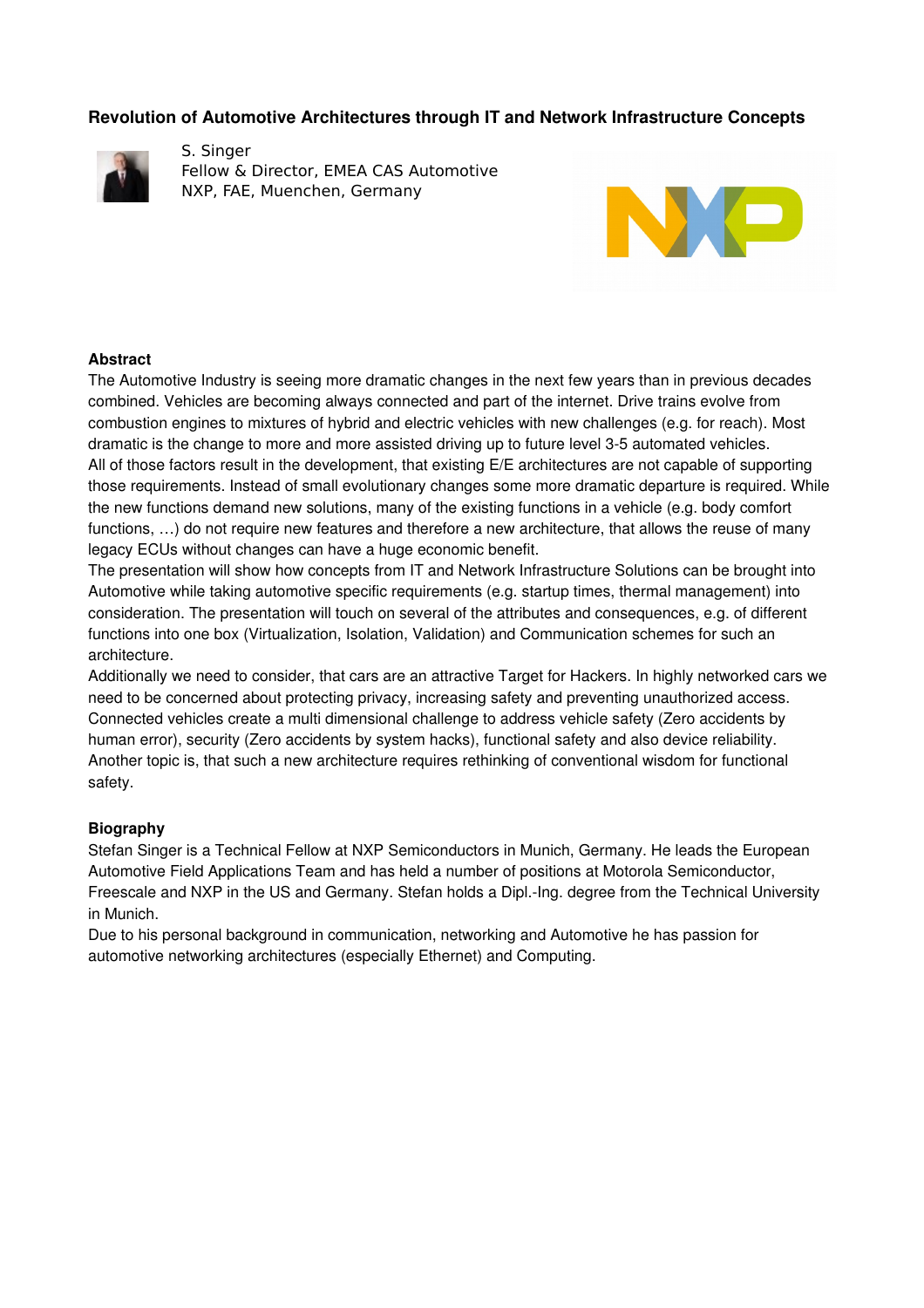### Revolution of Automotive Architectures through IT and Network Infrastructure Concepts

S. Singer
Fellow & Director, EMEA CAS Automotive
NXP, FAE, Muenchen, Germany

**Abstract**

The Automotive Industry is seeing more dramatic changes in the next few years than in previous decades combined. Vehicles are becoming always connected and part of the internet. Drive trains evolve from combustion engines to mixtures of hybrid and electric vehicles with new challenges (e.g. for reach). Most dramatic is the change to more and more assisted driving up to future level 3-5 automated vehicles.
All of those factors result in the development, that existing E/E architectures are not capable of supporting those requirements. Instead of small evolutionary changes some more dramatic departure is required. While the new functions demand new solutions, many of the existing functions in a vehicle (e.g. body comfort functions, …) do not require new features and therefore a new architecture, that allows the reuse of many legacy ECUs without changes can have a huge economic benefit.
The presentation will show how concepts from IT and Network Infrastructure Solutions can be brought into Automotive while taking automotive specific requirements (e.g. startup times, thermal management) into consideration. The presentation will touch on several of the attributes and consequences, e.g. of different functions into one box (Virtualization, Isolation, Validation) and Communication schemes for such an architecture.
Additionally we need to consider, that cars are an attractive Target for Hackers. In highly networked cars we need to be concerned about protecting privacy, increasing safety and preventing unauthorized access. Connected vehicles create a multi dimensional challenge to address vehicle safety (Zero accidents by human error), security (Zero accidents by system hacks), functional safety and also device reliability.
Another topic is, that such a new architecture requires rethinking of conventional wisdom for functional safety.

**Biography**

Stefan Singer is a Technical Fellow at NXP Semiconductors in Munich, Germany. He leads the European Automotive Field Applications Team and has held a number of positions at Motorola Semiconductor, Freescale and NXP in the US and Germany. Stefan holds a Dipl.-Ing. degree from the Technical University in Munich.
Due to his personal background in communication, networking and Automotive he has passion for automotive networking architectures (especially Ethernet) and Computing.